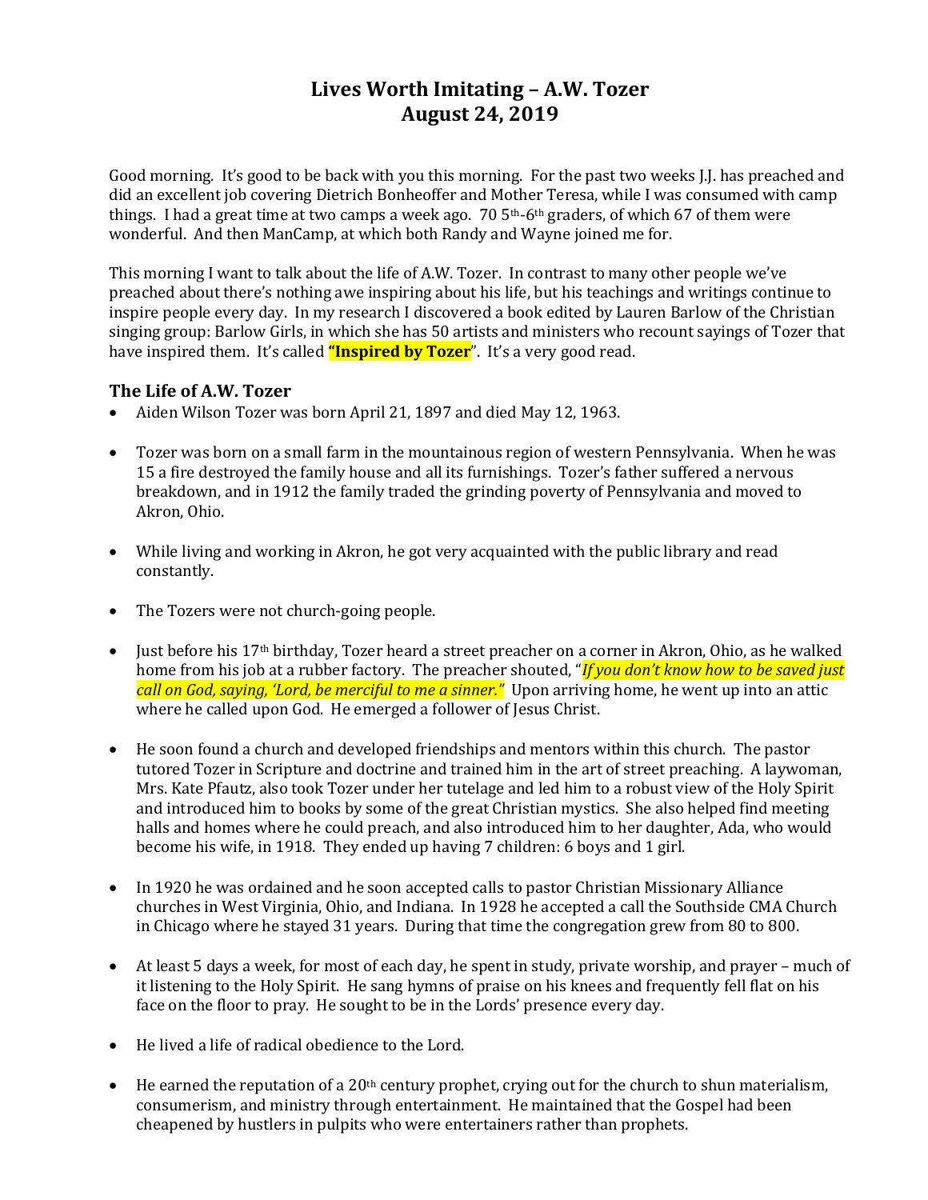# Lives Worth Imitating – A.W. Tozer
# August 24, 2019

Good morning. It's good to be back with you this morning. For the past two weeks J.J. has preached and did an excellent job covering Dietrich Bonheoffer and Mother Teresa, while I was consumed with camp things. I had a great time at two camps a week ago. 70 5th-6th graders, of which 67 of them were wonderful. And then ManCamp, at which both Randy and Wayne joined me for.

This morning I want to talk about the life of A.W. Tozer. In contrast to many other people we've preached about there's nothing awe inspiring about his life, but his teachings and writings continue to inspire people every day. In my research I discovered a book edited by Lauren Barlow of the Christian singing group: Barlow Girls, in which she has 50 artists and ministers who recount sayings of Tozer that have inspired them. It's called **"Inspired by Tozer"**. It's a very good read.

## The Life of A.W. Tozer

- Aiden Wilson Tozer was born April 21, 1897 and died May 12, 1963.
- Tozer was born on a small farm in the mountainous region of western Pennsylvania. When he was 15 a fire destroyed the family house and all its furnishings. Tozer's father suffered a nervous breakdown, and in 1912 the family traded the grinding poverty of Pennsylvania and moved to Akron, Ohio.
- While living and working in Akron, he got very acquainted with the public library and read constantly.
- The Tozers were not church-going people.
- Just before his 17th birthday, Tozer heard a street preacher on a corner in Akron, Ohio, as he walked home from his job at a rubber factory. The preacher shouted, "*If you don't know how to be saved just call on God, saying, 'Lord, be merciful to me a sinner."* Upon arriving home, he went up into an attic where he called upon God. He emerged a follower of Jesus Christ.
- He soon found a church and developed friendships and mentors within this church. The pastor tutored Tozer in Scripture and doctrine and trained him in the art of street preaching. A laywoman, Mrs. Kate Pfautz, also took Tozer under her tutelage and led him to a robust view of the Holy Spirit and introduced him to books by some of the great Christian mystics. She also helped find meeting halls and homes where he could preach, and also introduced him to her daughter, Ada, who would become his wife, in 1918. They ended up having 7 children: 6 boys and 1 girl.
- In 1920 he was ordained and he soon accepted calls to pastor Christian Missionary Alliance churches in West Virginia, Ohio, and Indiana. In 1928 he accepted a call the Southside CMA Church in Chicago where he stayed 31 years. During that time the congregation grew from 80 to 800.
- At least 5 days a week, for most of each day, he spent in study, private worship, and prayer – much of it listening to the Holy Spirit. He sang hymns of praise on his knees and frequently fell flat on his face on the floor to pray. He sought to be in the Lords' presence every day.
- He lived a life of radical obedience to the Lord.
- He earned the reputation of a 20th century prophet, crying out for the church to shun materialism, consumerism, and ministry through entertainment. He maintained that the Gospel had been cheapened by hustlers in pulpits who were entertainers rather than prophets.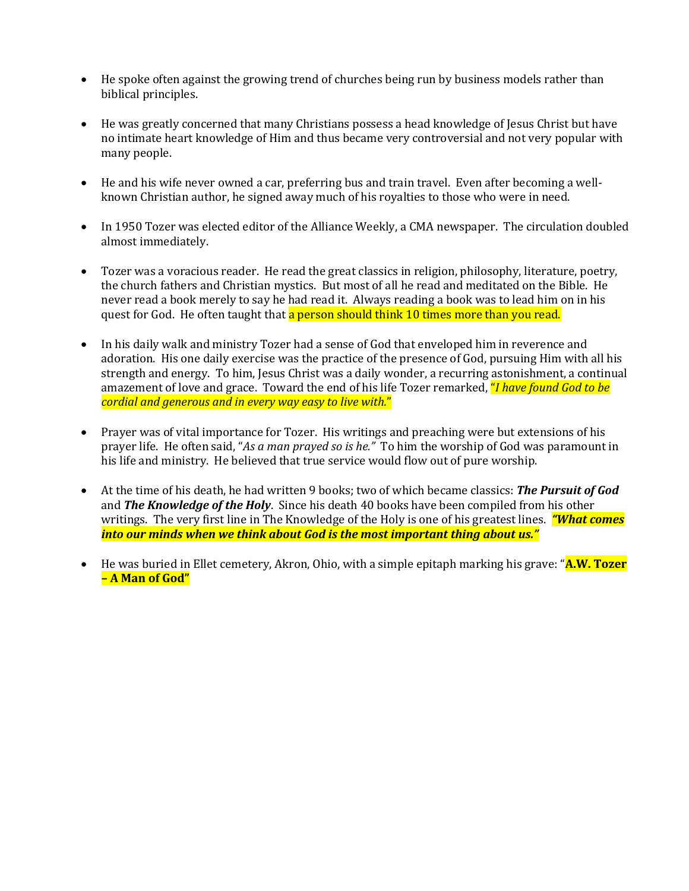- He spoke often against the growing trend of churches being run by business models rather than biblical principles.

- He was greatly concerned that many Christians possess a head knowledge of Jesus Christ but have no intimate heart knowledge of Him and thus became very controversial and not very popular with many people.

- He and his wife never owned a car, preferring bus and train travel. Even after becoming a well-known Christian author, he signed away much of his royalties to those who were in need.

- In 1950 Tozer was elected editor of the Alliance Weekly, a CMA newspaper. The circulation doubled almost immediately.

- Tozer was a voracious reader. He read the great classics in religion, philosophy, literature, poetry, the church fathers and Christian mystics. But most of all he read and meditated on the Bible. He never read a book merely to say he had read it. Always reading a book was to lead him on in his quest for God. He often taught that a person should think 10 times more than you read.

- In his daily walk and ministry Tozer had a sense of God that enveloped him in reverence and adoration. His one daily exercise was the practice of the presence of God, pursuing Him with all his strength and energy. To him, Jesus Christ was a daily wonder, a recurring astonishment, a continual amazement of love and grace. Toward the end of his life Tozer remarked, "*I have found God to be cordial and generous and in every way easy to live with.*"

- Prayer was of vital importance for Tozer. His writings and preaching were but extensions of his prayer life. He often said, "*As a man prayed so is he.*" To him the worship of God was paramount in his life and ministry. He believed that true service would flow out of pure worship.

- At the time of his death, he had written 9 books; two of which became classics: ***The Pursuit of God*** and ***The Knowledge of the Holy***. Since his death 40 books have been compiled from his other writings. The very first line in The Knowledge of the Holy is one of his greatest lines. ***"What comes into our minds when we think about God is the most important thing about us."***

- He was buried in Ellet cemetery, Akron, Ohio, with a simple epitaph marking his grave: "**A.W. Tozer – A Man of God"**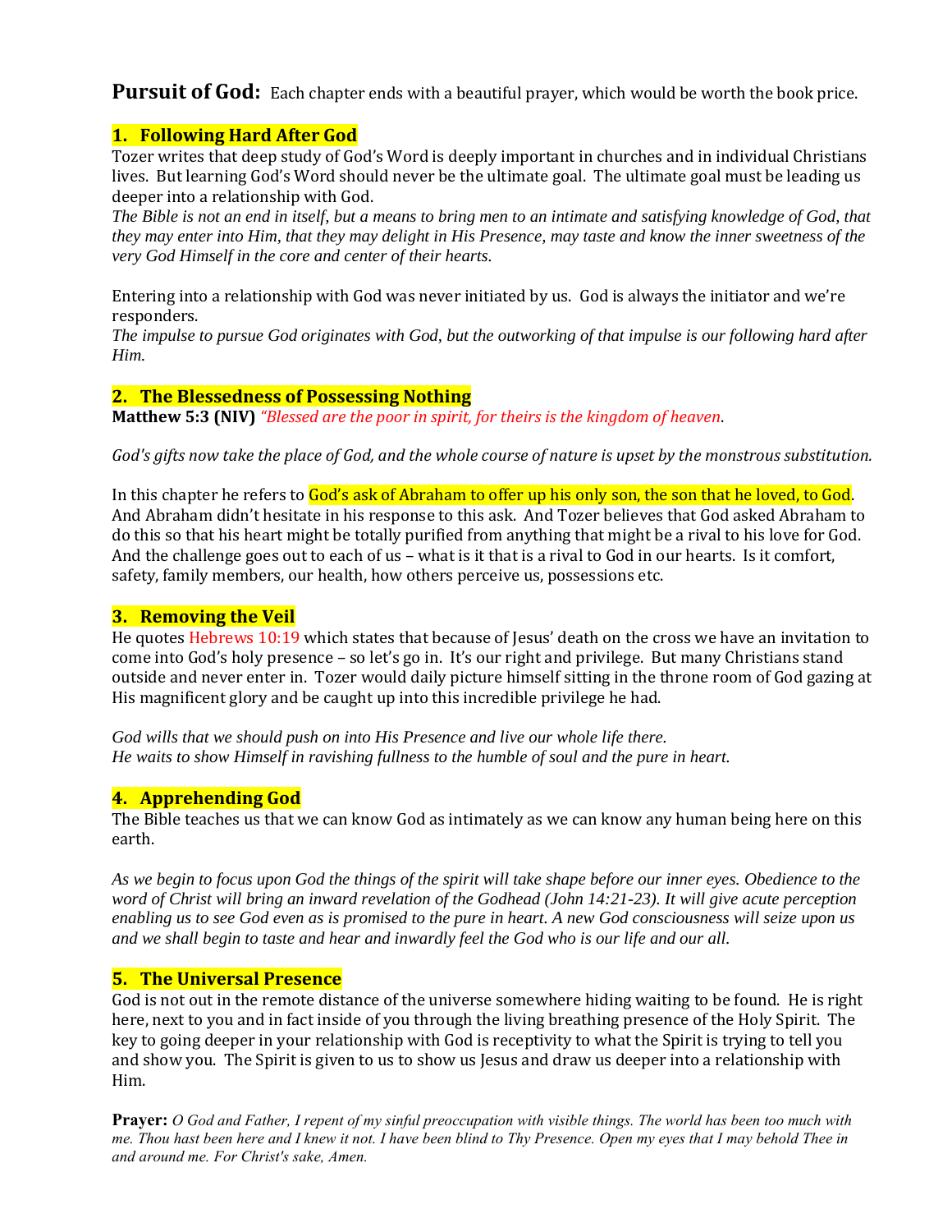**Pursuit of God:** Each chapter ends with a beautiful prayer, which would be worth the book price.

## 1. Following Hard After God

Tozer writes that deep study of God's Word is deeply important in churches and in individual Christians lives. But learning God's Word should never be the ultimate goal. The ultimate goal must be leading us deeper into a relationship with God.

*The Bible is not an end in itself, but a means to bring men to an intimate and satisfying knowledge of God, that they may enter into Him, that they may delight in His Presence, may taste and know the inner sweetness of the very God Himself in the core and center of their hearts.*

Entering into a relationship with God was never initiated by us. God is always the initiator and we're responders.

*The impulse to pursue God originates with God, but the outworking of that impulse is our following hard after Him.*

## 2. The Blessedness of Possessing Nothing

**Matthew 5:3 (NIV)** *"Blessed are the poor in spirit, for theirs is the kingdom of heaven.*

*God's gifts now take the place of God, and the whole course of nature is upset by the monstrous substitution.*

In this chapter he refers to God's ask of Abraham to offer up his only son, the son that he loved, to God. And Abraham didn't hesitate in his response to this ask. And Tozer believes that God asked Abraham to do this so that his heart might be totally purified from anything that might be a rival to his love for God. And the challenge goes out to each of us – what is it that is a rival to God in our hearts. Is it comfort, safety, family members, our health, how others perceive us, possessions etc.

## 3. Removing the Veil

He quotes Hebrews 10:19 which states that because of Jesus' death on the cross we have an invitation to come into God's holy presence – so let's go in. It's our right and privilege. But many Christians stand outside and never enter in. Tozer would daily picture himself sitting in the throne room of God gazing at His magnificent glory and be caught up into this incredible privilege he had.

*God wills that we should push on into His Presence and live our whole life there.*
*He waits to show Himself in ravishing fullness to the humble of soul and the pure in heart.*

## 4. Apprehending God

The Bible teaches us that we can know God as intimately as we can know any human being here on this earth.

*As we begin to focus upon God the things of the spirit will take shape before our inner eyes. Obedience to the word of Christ will bring an inward revelation of the Godhead (John 14:21-23). It will give acute perception enabling us to see God even as is promised to the pure in heart. A new God consciousness will seize upon us and we shall begin to taste and hear and inwardly feel the God who is our life and our all.*

## 5. The Universal Presence

God is not out in the remote distance of the universe somewhere hiding waiting to be found. He is right here, next to you and in fact inside of you through the living breathing presence of the Holy Spirit. The key to going deeper in your relationship with God is receptivity to what the Spirit is trying to tell you and show you. The Spirit is given to us to show us Jesus and draw us deeper into a relationship with Him.

**Prayer:** *O God and Father, I repent of my sinful preoccupation with visible things. The world has been too much with me. Thou hast been here and I knew it not. I have been blind to Thy Presence. Open my eyes that I may behold Thee in and around me. For Christ's sake, Amen.*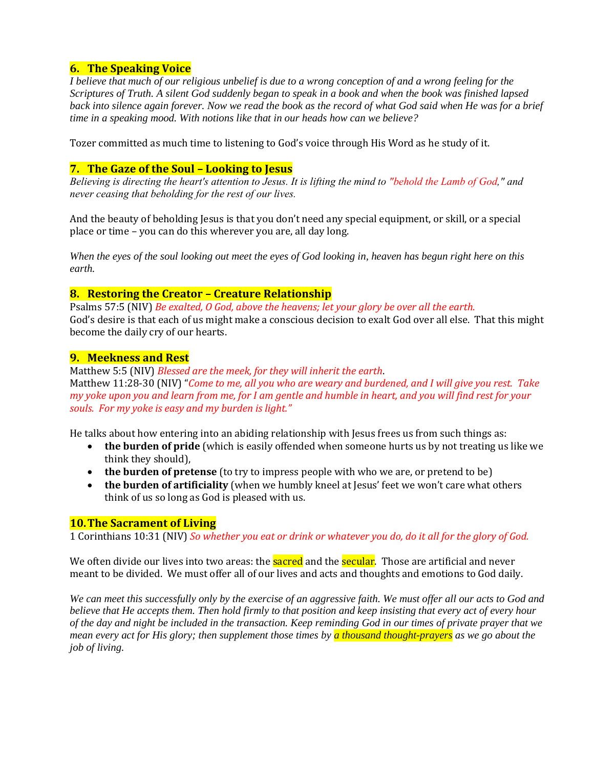## 6. The Speaking Voice

*I believe that much of our religious unbelief is due to a wrong conception of and a wrong feeling for the Scriptures of Truth. A silent God suddenly began to speak in a book and when the book was finished lapsed back into silence again forever. Now we read the book as the record of what God said when He was for a brief time in a speaking mood. With notions like that in our heads how can we believe?*

Tozer committed as much time to listening to God's voice through His Word as he study of it.

## 7. The Gaze of the Soul – Looking to Jesus

*Believing is directing the heart's attention to Jesus. It is lifting the mind to "behold the Lamb of God," and never ceasing that beholding for the rest of our lives.*

And the beauty of beholding Jesus is that you don't need any special equipment, or skill, or a special place or time – you can do this wherever you are, all day long.

*When the eyes of the soul looking out meet the eyes of God looking in, heaven has begun right here on this earth.*

## 8. Restoring the Creator – Creature Relationship

Psalms 57:5 (NIV) *Be exalted, O God, above the heavens; let your glory be over all the earth.*
God's desire is that each of us might make a conscious decision to exalt God over all else. That this might become the daily cry of our hearts.

## 9. Meekness and Rest

Matthew 5:5 (NIV) *Blessed are the meek, for they will inherit the earth*.
Matthew 11:28-30 (NIV) "*Come to me, all you who are weary and burdened, and I will give you rest. Take my yoke upon you and learn from me, for I am gentle and humble in heart, and you will find rest for your souls. For my yoke is easy and my burden is light."*

He talks about how entering into an abiding relationship with Jesus frees us from such things as:

- **the burden of pride** (which is easily offended when someone hurts us by not treating us like we think they should),
- **the burden of pretense** (to try to impress people with who we are, or pretend to be)
- **the burden of artificiality** (when we humbly kneel at Jesus' feet we won't care what others think of us so long as God is pleased with us.

## 10. The Sacrament of Living

1 Corinthians 10:31 (NIV) *So whether you eat or drink or whatever you do, do it all for the glory of God.*

We often divide our lives into two areas: the sacred and the secular. Those are artificial and never meant to be divided. We must offer all of our lives and acts and thoughts and emotions to God daily.

*We can meet this successfully only by the exercise of an aggressive faith. We must offer all our acts to God and believe that He accepts them. Then hold firmly to that position and keep insisting that every act of every hour of the day and night be included in the transaction. Keep reminding God in our times of private prayer that we mean every act for His glory; then supplement those times by a thousand thought-prayers as we go about the job of living.*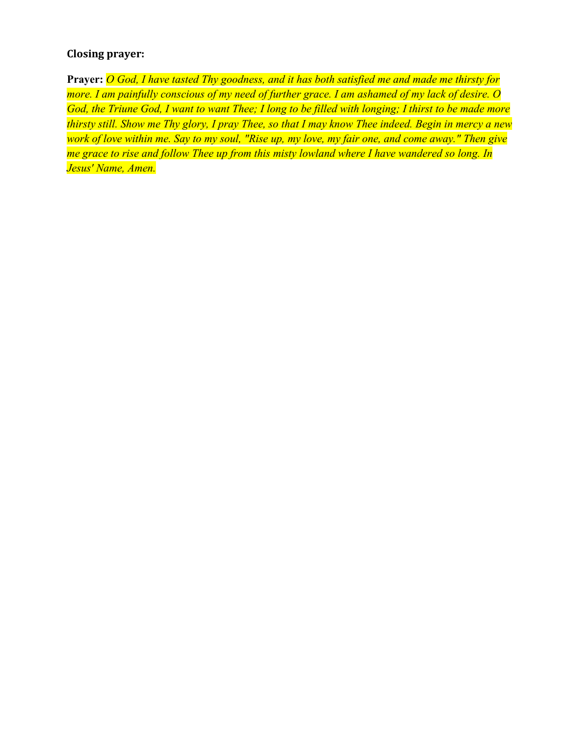**Closing prayer:**

**Prayer:** *O God, I have tasted Thy goodness, and it has both satisfied me and made me thirsty for more. I am painfully conscious of my need of further grace. I am ashamed of my lack of desire. O God, the Triune God, I want to want Thee; I long to be filled with longing; I thirst to be made more thirsty still. Show me Thy glory, I pray Thee, so that I may know Thee indeed. Begin in mercy a new work of love within me. Say to my soul, "Rise up, my love, my fair one, and come away." Then give me grace to rise and follow Thee up from this misty lowland where I have wandered so long. In Jesus' Name, Amen.*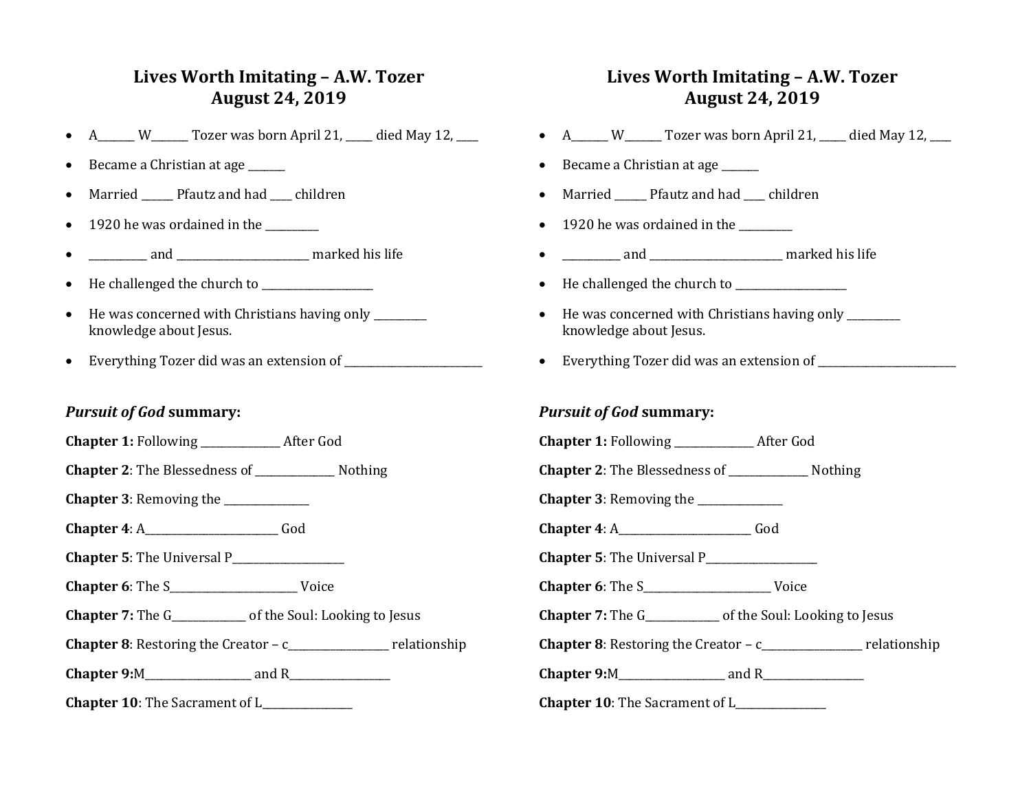## Lives Worth Imitating – A.W. Tozer
## August 24, 2019

- A_______ W_______ Tozer was born April 21, _____ died May 12, ____
- Became a Christian at age _______
- Married ______ Pfautz and had ____ children
- 1920 he was ordained in the __________
- ___________ and ________________________ marked his life
- He challenged the church to _____________________
- He was concerned with Christians having only __________ knowledge about Jesus.
- Everything Tozer did was an extension of __________________________

### *Pursuit of God* summary:

**Chapter 1:** Following _______________ After God

**Chapter 2**: The Blessedness of _______________ Nothing

**Chapter 3**: Removing the ________________

**Chapter 4**: A_________________________ God

**Chapter 5**: The Universal P_____________________

**Chapter 6**: The S________________________ Voice

**Chapter 7:** The G______________ of the Soul: Looking to Jesus

**Chapter 8**: Restoring the Creator – c___________________ relationship

**Chapter 9:**M____________________ and R___________________

**Chapter 10**: The Sacrament of L_________________

## Lives Worth Imitating – A.W. Tozer
## August 24, 2019

- A_______ W_______ Tozer was born April 21, _____ died May 12, ____
- Became a Christian at age _______
- Married ______ Pfautz and had ____ children
- 1920 he was ordained in the __________
- ___________ and ________________________ marked his life
- He challenged the church to _____________________
- He was concerned with Christians having only __________ knowledge about Jesus.
- Everything Tozer did was an extension of __________________________

### *Pursuit of God* summary:

**Chapter 1:** Following _______________ After God

**Chapter 2**: The Blessedness of _______________ Nothing

**Chapter 3**: Removing the ________________

**Chapter 4**: A_________________________ God

**Chapter 5**: The Universal P_____________________

**Chapter 6**: The S________________________ Voice

**Chapter 7:** The G______________ of the Soul: Looking to Jesus

**Chapter 8**: Restoring the Creator – c___________________ relationship

**Chapter 9:**M____________________ and R___________________

**Chapter 10**: The Sacrament of L_________________